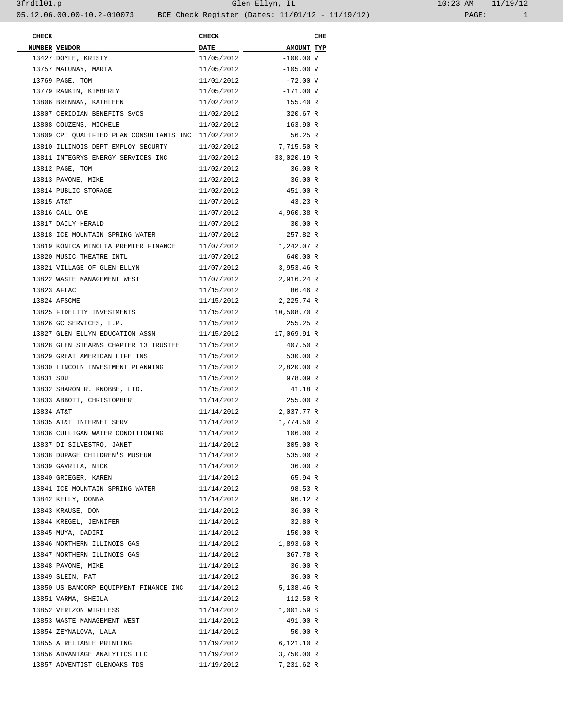3frdtl01.p Glen Ellyn, IL 10:23 AM 11/19/12

05.12.06.00.00-10.2-010073 BOE Check Register (Dates: 11/01/12 - 11/19/12)

| CHECK NUMBER | VENDOR | CHECK DATE | AMOUNT | CHE TYP |
|---|---|---|---|---|
| 13427 | DOYLE, KRISTY | 11/05/2012 | -100.00 | V |
| 13757 | MALUNAY, MARIA | 11/05/2012 | -105.00 | V |
| 13769 | PAGE, TOM | 11/01/2012 | -72.00 | V |
| 13779 | RANKIN, KIMBERLY | 11/05/2012 | -171.00 | V |
| 13806 | BRENNAN, KATHLEEN | 11/02/2012 | 155.40 | R |
| 13807 | CERIDIAN BENEFITS SVCS | 11/02/2012 | 320.67 | R |
| 13808 | COUZENS, MICHELE | 11/02/2012 | 163.90 | R |
| 13809 | CPI QUALIFIED PLAN CONSULTANTS INC | 11/02/2012 | 56.25 | R |
| 13810 | ILLINOIS DEPT EMPLOY SECURTY | 11/02/2012 | 7,715.50 | R |
| 13811 | INTEGRYS ENERGY SERVICES INC | 11/02/2012 | 33,020.19 | R |
| 13812 | PAGE, TOM | 11/02/2012 | 36.00 | R |
| 13813 | PAVONE, MIKE | 11/02/2012 | 36.00 | R |
| 13814 | PUBLIC STORAGE | 11/02/2012 | 451.00 | R |
| 13815 | AT&T | 11/07/2012 | 43.23 | R |
| 13816 | CALL ONE | 11/07/2012 | 4,960.38 | R |
| 13817 | DAILY HERALD | 11/07/2012 | 30.00 | R |
| 13818 | ICE MOUNTAIN SPRING WATER | 11/07/2012 | 257.82 | R |
| 13819 | KONICA MINOLTA PREMIER FINANCE | 11/07/2012 | 1,242.07 | R |
| 13820 | MUSIC THEATRE INTL | 11/07/2012 | 640.00 | R |
| 13821 | VILLAGE OF GLEN ELLYN | 11/07/2012 | 3,953.46 | R |
| 13822 | WASTE MANAGEMENT WEST | 11/07/2012 | 2,916.24 | R |
| 13823 | AFLAC | 11/15/2012 | 86.46 | R |
| 13824 | AFSCME | 11/15/2012 | 2,225.74 | R |
| 13825 | FIDELITY INVESTMENTS | 11/15/2012 | 10,508.70 | R |
| 13826 | GC SERVICES, L.P. | 11/15/2012 | 255.25 | R |
| 13827 | GLEN ELLYN EDUCATION ASSN | 11/15/2012 | 17,069.91 | R |
| 13828 | GLEN STEARNS CHAPTER 13 TRUSTEE | 11/15/2012 | 407.50 | R |
| 13829 | GREAT AMERICAN LIFE INS | 11/15/2012 | 530.00 | R |
| 13830 | LINCOLN INVESTMENT PLANNING | 11/15/2012 | 2,820.00 | R |
| 13831 | SDU | 11/15/2012 | 978.09 | R |
| 13832 | SHARON R. KNOBBE, LTD. | 11/15/2012 | 41.18 | R |
| 13833 | ABBOTT, CHRISTOPHER | 11/14/2012 | 255.00 | R |
| 13834 | AT&T | 11/14/2012 | 2,037.77 | R |
| 13835 | AT&T INTERNET SERV | 11/14/2012 | 1,774.50 | R |
| 13836 | CULLIGAN WATER CONDITIONING | 11/14/2012 | 106.00 | R |
| 13837 | DI SILVESTRO, JANET | 11/14/2012 | 305.00 | R |
| 13838 | DUPAGE CHILDREN'S MUSEUM | 11/14/2012 | 535.00 | R |
| 13839 | GAVRILA, NICK | 11/14/2012 | 36.00 | R |
| 13840 | GRIEGER, KAREN | 11/14/2012 | 65.94 | R |
| 13841 | ICE MOUNTAIN SPRING WATER | 11/14/2012 | 98.53 | R |
| 13842 | KELLY, DONNA | 11/14/2012 | 96.12 | R |
| 13843 | KRAUSE, DON | 11/14/2012 | 36.00 | R |
| 13844 | KREGEL, JENNIFER | 11/14/2012 | 32.80 | R |
| 13845 | MUYA, DADIRI | 11/14/2012 | 150.00 | R |
| 13846 | NORTHERN ILLINOIS GAS | 11/14/2012 | 1,893.60 | R |
| 13847 | NORTHERN ILLINOIS GAS | 11/14/2012 | 367.78 | R |
| 13848 | PAVONE, MIKE | 11/14/2012 | 36.00 | R |
| 13849 | SLEIN, PAT | 11/14/2012 | 36.00 | R |
| 13850 | US BANCORP EQUIPMENT FINANCE INC | 11/14/2012 | 5,138.46 | R |
| 13851 | VARMA, SHEILA | 11/14/2012 | 112.50 | R |
| 13852 | VERIZON WIRELESS | 11/14/2012 | 1,001.59 | S |
| 13853 | WASTE MANAGEMENT WEST | 11/14/2012 | 491.00 | R |
| 13854 | ZEYNALOVA, LALA | 11/14/2012 | 50.00 | R |
| 13855 | A RELIABLE PRINTING | 11/19/2012 | 6,121.10 | R |
| 13856 | ADVANTAGE ANALYTICS LLC | 11/19/2012 | 3,750.00 | R |
| 13857 | ADVENTIST GLENOAKS TDS | 11/19/2012 | 7,231.62 | R |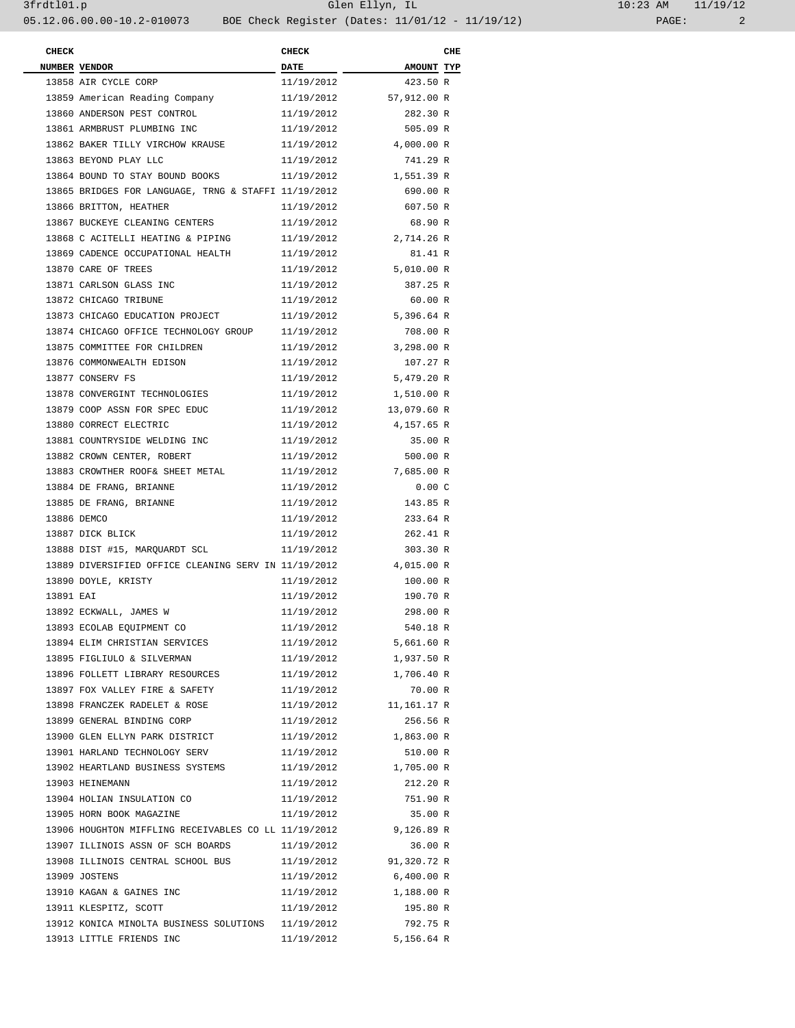| CHECK NUMBER | VENDOR | CHECK DATE | AMOUNT | CHE TYP |
|---|---|---|---|---|
| 13858 | AIR CYCLE CORP | 11/19/2012 | 423.50 | R |
| 13859 | American Reading Company | 11/19/2012 | 57,912.00 | R |
| 13860 | ANDERSON PEST CONTROL | 11/19/2012 | 282.30 | R |
| 13861 | ARMBRUST PLUMBING INC | 11/19/2012 | 505.09 | R |
| 13862 | BAKER TILLY VIRCHOW KRAUSE | 11/19/2012 | 4,000.00 | R |
| 13863 | BEYOND PLAY LLC | 11/19/2012 | 741.29 | R |
| 13864 | BOUND TO STAY BOUND BOOKS | 11/19/2012 | 1,551.39 | R |
| 13865 | BRIDGES FOR LANGUAGE, TRNG & STAFFI | 11/19/2012 | 690.00 | R |
| 13866 | BRITTON, HEATHER | 11/19/2012 | 607.50 | R |
| 13867 | BUCKEYE CLEANING CENTERS | 11/19/2012 | 68.90 | R |
| 13868 | C ACITELLI HEATING & PIPING | 11/19/2012 | 2,714.26 | R |
| 13869 | CADENCE OCCUPATIONAL HEALTH | 11/19/2012 | 81.41 | R |
| 13870 | CARE OF TREES | 11/19/2012 | 5,010.00 | R |
| 13871 | CARLSON GLASS INC | 11/19/2012 | 387.25 | R |
| 13872 | CHICAGO TRIBUNE | 11/19/2012 | 60.00 | R |
| 13873 | CHICAGO EDUCATION PROJECT | 11/19/2012 | 5,396.64 | R |
| 13874 | CHICAGO OFFICE TECHNOLOGY GROUP | 11/19/2012 | 708.00 | R |
| 13875 | COMMITTEE FOR CHILDREN | 11/19/2012 | 3,298.00 | R |
| 13876 | COMMONWEALTH EDISON | 11/19/2012 | 107.27 | R |
| 13877 | CONSERV FS | 11/19/2012 | 5,479.20 | R |
| 13878 | CONVERGINT TECHNOLOGIES | 11/19/2012 | 1,510.00 | R |
| 13879 | COOP ASSN FOR SPEC EDUC | 11/19/2012 | 13,079.60 | R |
| 13880 | CORRECT ELECTRIC | 11/19/2012 | 4,157.65 | R |
| 13881 | COUNTRYSIDE WELDING INC | 11/19/2012 | 35.00 | R |
| 13882 | CROWN CENTER, ROBERT | 11/19/2012 | 500.00 | R |
| 13883 | CROWTHER ROOF& SHEET METAL | 11/19/2012 | 7,685.00 | R |
| 13884 | DE FRANG, BRIANNE | 11/19/2012 | 0.00 | C |
| 13885 | DE FRANG, BRIANNE | 11/19/2012 | 143.85 | R |
| 13886 | DEMCO | 11/19/2012 | 233.64 | R |
| 13887 | DICK BLICK | 11/19/2012 | 262.41 | R |
| 13888 | DIST #15, MARQUARDT SCL | 11/19/2012 | 303.30 | R |
| 13889 | DIVERSIFIED OFFICE CLEANING SERV IN | 11/19/2012 | 4,015.00 | R |
| 13890 | DOYLE, KRISTY | 11/19/2012 | 100.00 | R |
| 13891 | EAI | 11/19/2012 | 190.70 | R |
| 13892 | ECKWALL, JAMES W | 11/19/2012 | 298.00 | R |
| 13893 | ECOLAB EQUIPMENT CO | 11/19/2012 | 540.18 | R |
| 13894 | ELIM CHRISTIAN SERVICES | 11/19/2012 | 5,661.60 | R |
| 13895 | FIGLIULO & SILVERMAN | 11/19/2012 | 1,937.50 | R |
| 13896 | FOLLETT LIBRARY RESOURCES | 11/19/2012 | 1,706.40 | R |
| 13897 | FOX VALLEY FIRE & SAFETY | 11/19/2012 | 70.00 | R |
| 13898 | FRANCZEK RADELET & ROSE | 11/19/2012 | 11,161.17 | R |
| 13899 | GENERAL BINDING CORP | 11/19/2012 | 256.56 | R |
| 13900 | GLEN ELLYN PARK DISTRICT | 11/19/2012 | 1,863.00 | R |
| 13901 | HARLAND TECHNOLOGY SERV | 11/19/2012 | 510.00 | R |
| 13902 | HEARTLAND BUSINESS SYSTEMS | 11/19/2012 | 1,705.00 | R |
| 13903 | HEINEMANN | 11/19/2012 | 212.20 | R |
| 13904 | HOLIAN INSULATION CO | 11/19/2012 | 751.90 | R |
| 13905 | HORN BOOK MAGAZINE | 11/19/2012 | 35.00 | R |
| 13906 | HOUGHTON MIFFLING RECEIVABLES CO LL | 11/19/2012 | 9,126.89 | R |
| 13907 | ILLINOIS ASSN OF SCH BOARDS | 11/19/2012 | 36.00 | R |
| 13908 | ILLINOIS CENTRAL SCHOOL BUS | 11/19/2012 | 91,320.72 | R |
| 13909 | JOSTENS | 11/19/2012 | 6,400.00 | R |
| 13910 | KAGAN & GAINES INC | 11/19/2012 | 1,188.00 | R |
| 13911 | KLESPITZ, SCOTT | 11/19/2012 | 195.80 | R |
| 13912 | KONICA MINOLTA BUSINESS SOLUTIONS | 11/19/2012 | 792.75 | R |
| 13913 | LITTLE FRIENDS INC | 11/19/2012 | 5,156.64 | R |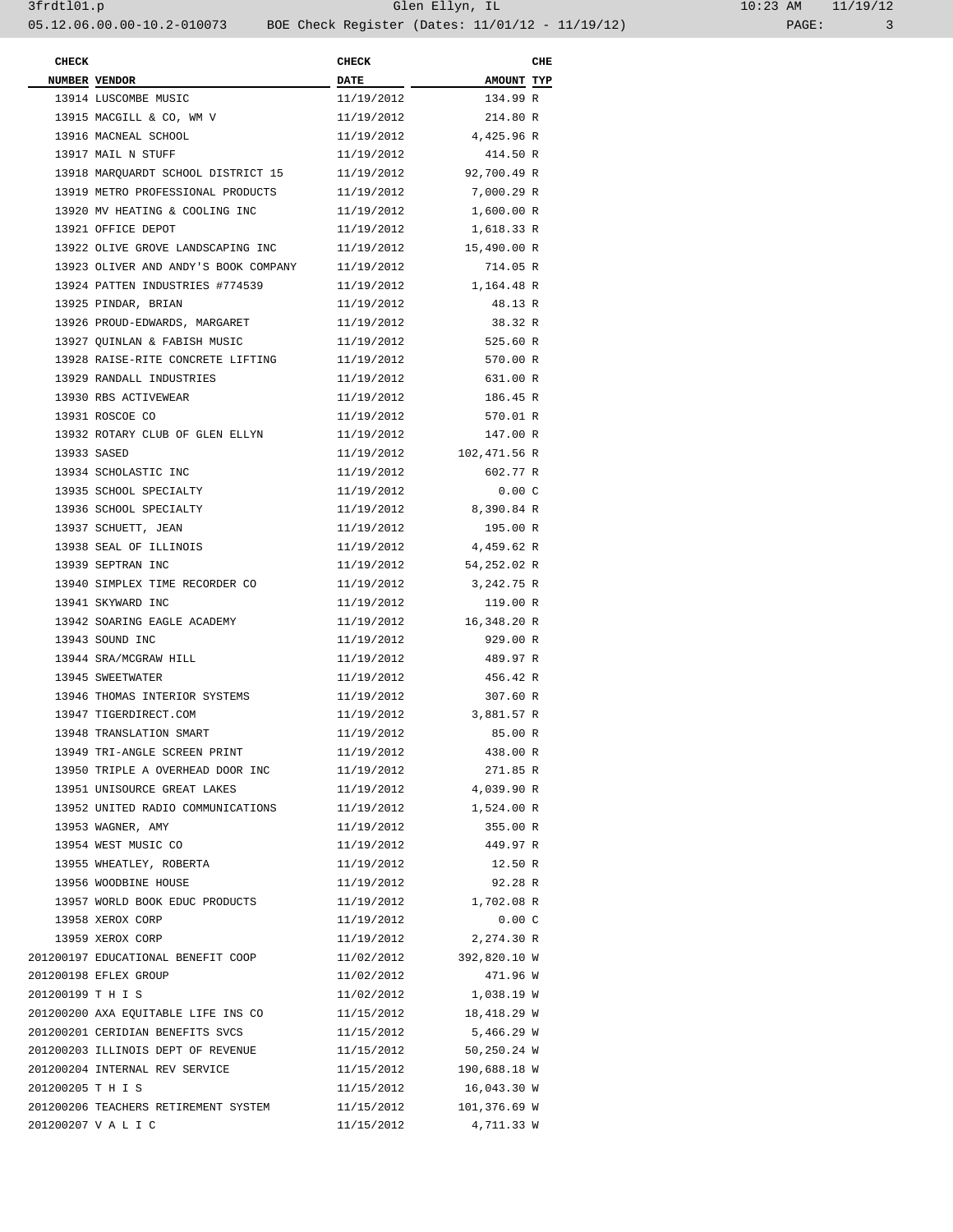| CHECK NUMBER | VENDOR | CHECK DATE | AMOUNT | CHE TYP |
|---|---|---|---|---|
| 13914 | LUSCOMBE MUSIC | 11/19/2012 | 134.99 | R |
| 13915 | MACGILL & CO, WM V | 11/19/2012 | 214.80 | R |
| 13916 | MACNEAL SCHOOL | 11/19/2012 | 4,425.96 | R |
| 13917 | MAIL N STUFF | 11/19/2012 | 414.50 | R |
| 13918 | MARQUARDT SCHOOL DISTRICT 15 | 11/19/2012 | 92,700.49 | R |
| 13919 | METRO PROFESSIONAL PRODUCTS | 11/19/2012 | 7,000.29 | R |
| 13920 | MV HEATING & COOLING INC | 11/19/2012 | 1,600.00 | R |
| 13921 | OFFICE DEPOT | 11/19/2012 | 1,618.33 | R |
| 13922 | OLIVE GROVE LANDSCAPING INC | 11/19/2012 | 15,490.00 | R |
| 13923 | OLIVER AND ANDY'S BOOK COMPANY | 11/19/2012 | 714.05 | R |
| 13924 | PATTEN INDUSTRIES #774539 | 11/19/2012 | 1,164.48 | R |
| 13925 | PINDAR, BRIAN | 11/19/2012 | 48.13 | R |
| 13926 | PROUD-EDWARDS, MARGARET | 11/19/2012 | 38.32 | R |
| 13927 | QUINLAN & FABISH MUSIC | 11/19/2012 | 525.60 | R |
| 13928 | RAISE-RITE CONCRETE LIFTING | 11/19/2012 | 570.00 | R |
| 13929 | RANDALL INDUSTRIES | 11/19/2012 | 631.00 | R |
| 13930 | RBS ACTIVEWEAR | 11/19/2012 | 186.45 | R |
| 13931 | ROSCOE CO | 11/19/2012 | 570.01 | R |
| 13932 | ROTARY CLUB OF GLEN ELLYN | 11/19/2012 | 147.00 | R |
| 13933 | SASED | 11/19/2012 | 102,471.56 | R |
| 13934 | SCHOLASTIC INC | 11/19/2012 | 602.77 | R |
| 13935 | SCHOOL SPECIALTY | 11/19/2012 | 0.00 | C |
| 13936 | SCHOOL SPECIALTY | 11/19/2012 | 8,390.84 | R |
| 13937 | SCHUETT, JEAN | 11/19/2012 | 195.00 | R |
| 13938 | SEAL OF ILLINOIS | 11/19/2012 | 4,459.62 | R |
| 13939 | SEPTRAN INC | 11/19/2012 | 54,252.02 | R |
| 13940 | SIMPLEX TIME RECORDER CO | 11/19/2012 | 3,242.75 | R |
| 13941 | SKYWARD INC | 11/19/2012 | 119.00 | R |
| 13942 | SOARING EAGLE ACADEMY | 11/19/2012 | 16,348.20 | R |
| 13943 | SOUND INC | 11/19/2012 | 929.00 | R |
| 13944 | SRA/MCGRAW HILL | 11/19/2012 | 489.97 | R |
| 13945 | SWEETWATER | 11/19/2012 | 456.42 | R |
| 13946 | THOMAS INTERIOR SYSTEMS | 11/19/2012 | 307.60 | R |
| 13947 | TIGERDIRECT.COM | 11/19/2012 | 3,881.57 | R |
| 13948 | TRANSLATION SMART | 11/19/2012 | 85.00 | R |
| 13949 | TRI-ANGLE SCREEN PRINT | 11/19/2012 | 438.00 | R |
| 13950 | TRIPLE A OVERHEAD DOOR INC | 11/19/2012 | 271.85 | R |
| 13951 | UNISOURCE GREAT LAKES | 11/19/2012 | 4,039.90 | R |
| 13952 | UNITED RADIO COMMUNICATIONS | 11/19/2012 | 1,524.00 | R |
| 13953 | WAGNER, AMY | 11/19/2012 | 355.00 | R |
| 13954 | WEST MUSIC CO | 11/19/2012 | 449.97 | R |
| 13955 | WHEATLEY, ROBERTA | 11/19/2012 | 12.50 | R |
| 13956 | WOODBINE HOUSE | 11/19/2012 | 92.28 | R |
| 13957 | WORLD BOOK EDUC PRODUCTS | 11/19/2012 | 1,702.08 | R |
| 13958 | XEROX CORP | 11/19/2012 | 0.00 | C |
| 13959 | XEROX CORP | 11/19/2012 | 2,274.30 | R |
| 201200197 | EDUCATIONAL BENEFIT COOP | 11/02/2012 | 392,820.10 | W |
| 201200198 | EFLEX GROUP | 11/02/2012 | 471.96 | W |
| 201200199 | T H I S | 11/02/2012 | 1,038.19 | W |
| 201200200 | AXA EQUITABLE LIFE INS CO | 11/15/2012 | 18,418.29 | W |
| 201200201 | CERIDIAN BENEFITS SVCS | 11/15/2012 | 5,466.29 | W |
| 201200203 | ILLINOIS DEPT OF REVENUE | 11/15/2012 | 50,250.24 | W |
| 201200204 | INTERNAL REV SERVICE | 11/15/2012 | 190,688.18 | W |
| 201200205 | T H I S | 11/15/2012 | 16,043.30 | W |
| 201200206 | TEACHERS RETIREMENT SYSTEM | 11/15/2012 | 101,376.69 | W |
| 201200207 | V A L I C | 11/15/2012 | 4,711.33 | W |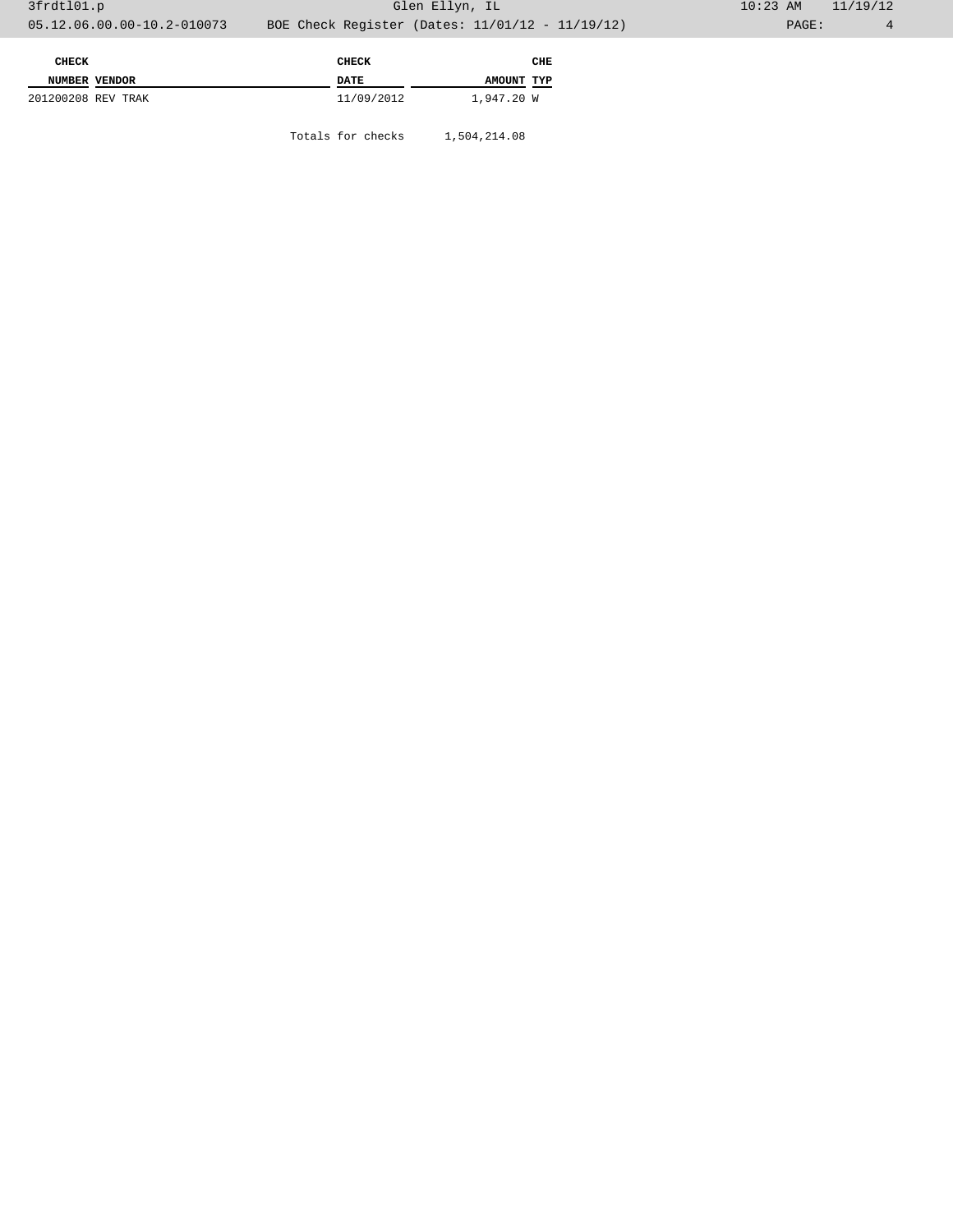| CHECK NUMBER | VENDOR | CHECK DATE | AMOUNT | CHE TYP |
|---|---|---|---|---|
| 201200208 | REV TRAK | 11/09/2012 | 1,947.20 | W |

Totals for checks 1,504,214.08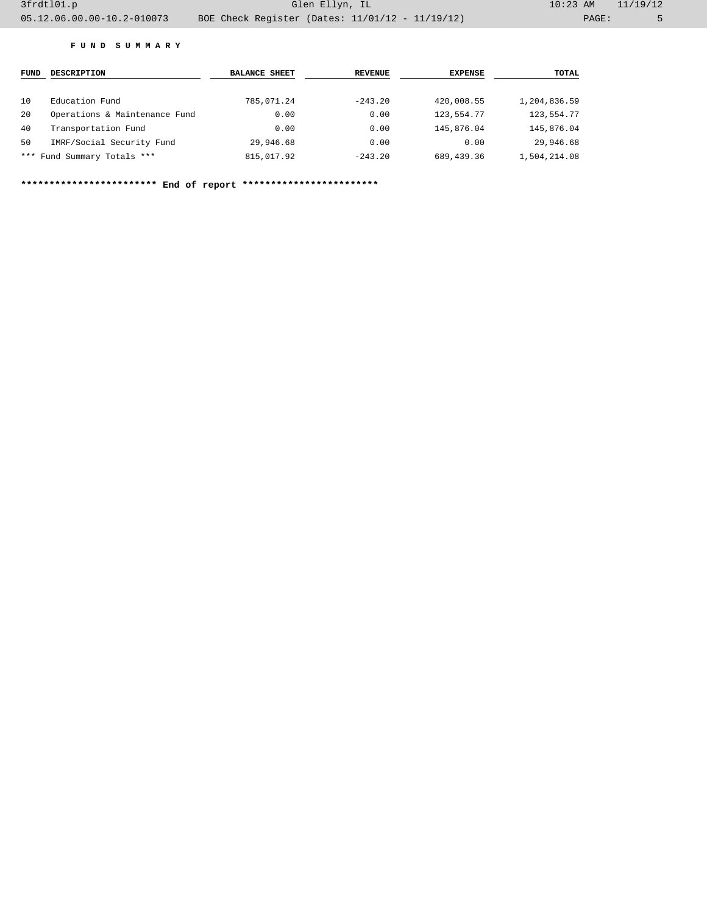**F U N D   S U M M A R Y**

| FUND | DESCRIPTION | BALANCE SHEET | REVENUE | EXPENSE | TOTAL |
|---|---|---|---|---|---|
| 10 | Education Fund | 785,071.24 | -243.20 | 420,008.55 | 1,204,836.59 |
| 20 | Operations & Maintenance Fund | 0.00 | 0.00 | 123,554.77 | 123,554.77 |
| 40 | Transportation Fund | 0.00 | 0.00 | 145,876.04 | 145,876.04 |
| 50 | IMRF/Social Security Fund | 29,946.68 | 0.00 | 0.00 | 29,946.68 |
| *** Fund Summary Totals *** | | 815,017.92 | -243.20 | 689,439.36 | 1,504,214.08 |

**************************** End of report ****************************